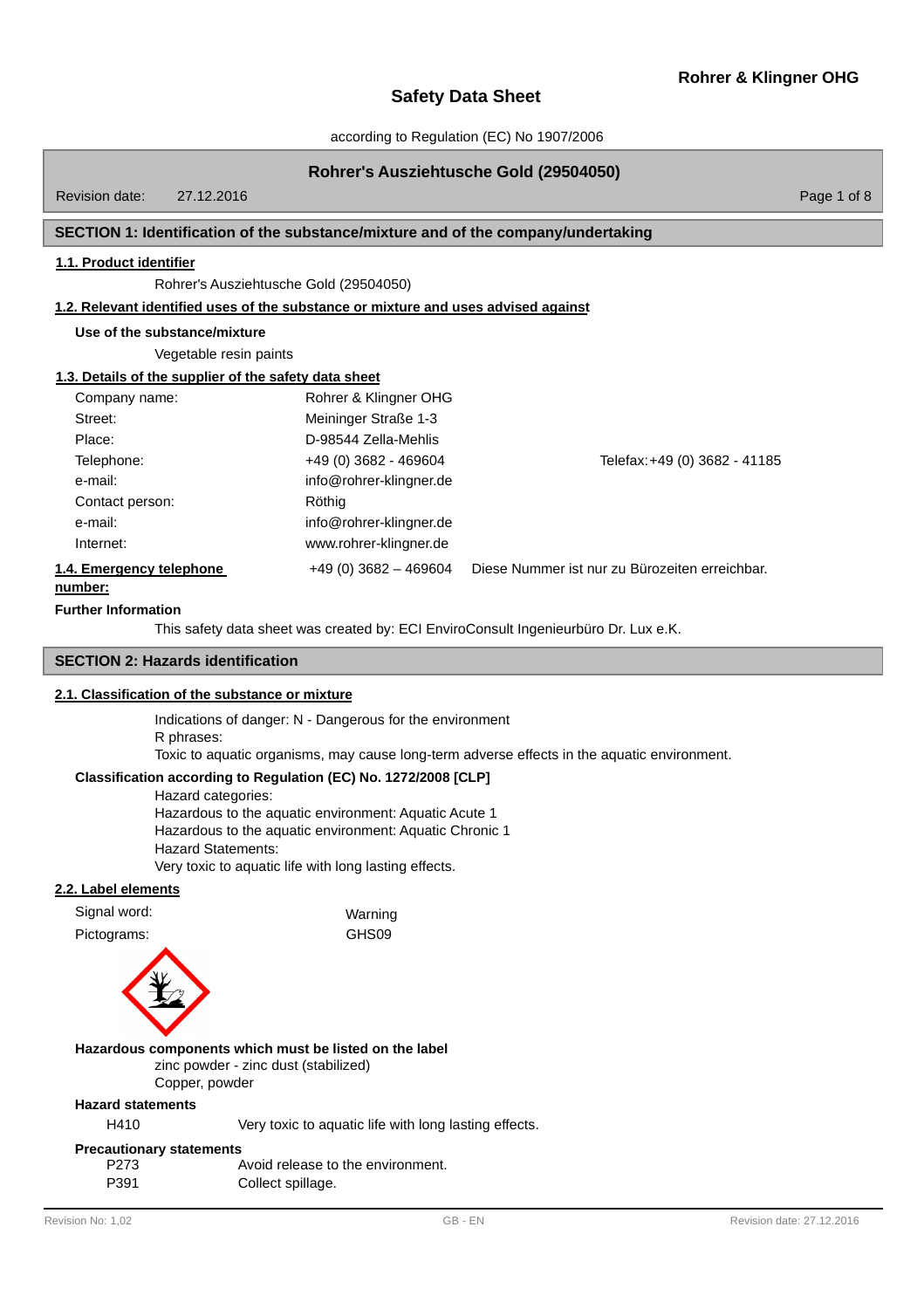Rohrer & Klingner OHG

# Safety Data Sheet

according to Regulation (EC) No 1907/2006

**Rohrer's Ausziehtusche Gold (29504050)**

Revision date: 27.12.2016

## SECTION 1: Identification of the substance/mixture and of the company/undertaking

### 1.1. Product identifier

Rohrer's Ausziehtusche Gold (29504050)

### 1.2. Relevant identified uses of the substance or mixture and uses advised against

**Use of the substance/mixture**

Vegetable resin paints

### 1.3. Details of the supplier of the safety data sheet

| | | |
|---|---|---|
| Company name: | Rohrer & Klingner OHG | |
| Street: | Meininger Straße 1-3 | |
| Place: | D-98544 Zella-Mehlis | |
| Telephone: | +49 (0) 3682 - 469604 | Telefax: +49 (0) 3682 - 41185 |
| e-mail: | info@rohrer-klingner.de | |
| Contact person: | Röthig | |
| e-mail: | info@rohrer-klingner.de | |
| Internet: | www.rohrer-klingner.de | |

### 1.4. Emergency telephone number:

+49 (0) 3682 – 469604 Diese Nummer ist nur zu Bürozeiten erreichbar.

**Further Information**

This safety data sheet was created by: ECI EnviroConsult Ingenieurbüro Dr. Lux e.K.

## SECTION 2: Hazards identification

### 2.1. Classification of the substance or mixture

Indications of danger: N - Dangerous for the environment
R phrases:
Toxic to aquatic organisms, may cause long-term adverse effects in the aquatic environment.

**Classification according to Regulation (EC) No. 1272/2008 [CLP]**

Hazard categories:
Hazardous to the aquatic environment: Aquatic Acute 1
Hazardous to the aquatic environment: Aquatic Chronic 1
Hazard Statements:
Very toxic to aquatic life with long lasting effects.

### 2.2. Label elements

Signal word: Warning

Pictograms: GHS09

**Hazardous components which must be listed on the label**

zinc powder - zinc dust (stabilized)
Copper, powder

**Hazard statements**

H410 Very toxic to aquatic life with long lasting effects.

**Precautionary statements**

P273 Avoid release to the environment.
P391 Collect spillage.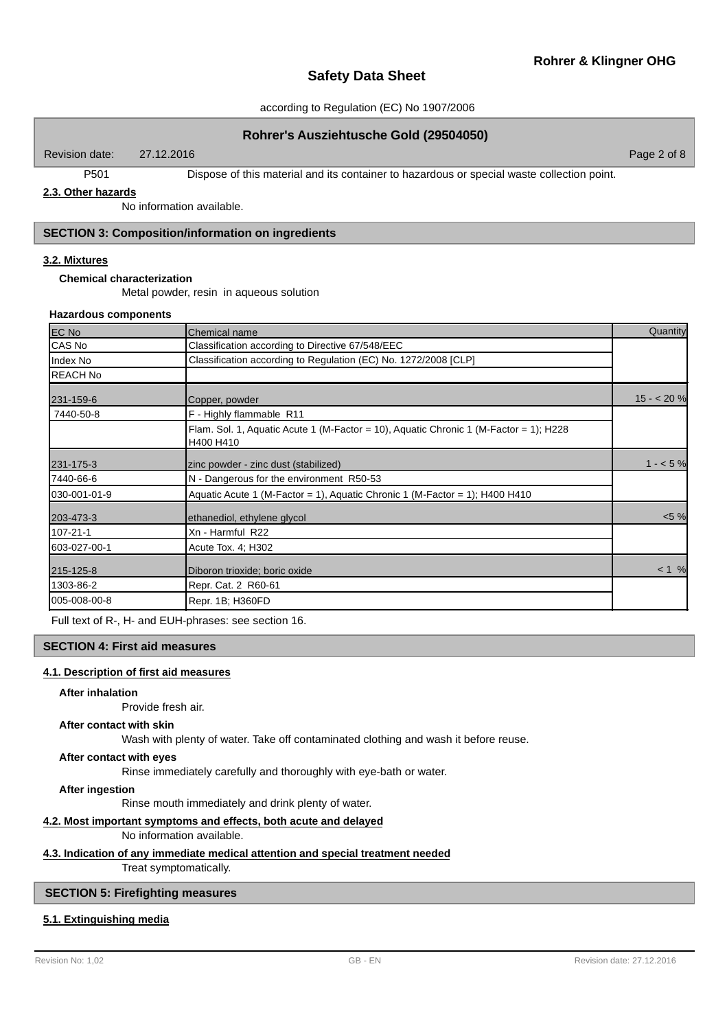P501 Dispose of this material and its container to hazardous or special waste collection point.

**2.3. Other hazards**

No information available.

## SECTION 3: Composition/information on ingredients

**3.2. Mixtures**

**Chemical characterization**

Metal powder, resin in aqueous solution

**Hazardous components**

| EC No | Chemical name | Quantity |
|---|---|---|
| CAS No | Classification according to Directive 67/548/EEC | |
| Index No | Classification according to Regulation (EC) No. 1272/2008 [CLP] | |
| REACH No | | |
| 231-159-6 | Copper, powder | 15 - < 20 % |
| 7440-50-8 | F - Highly flammable R11 | |
| | Flam. Sol. 1, Aquatic Acute 1 (M-Factor = 10), Aquatic Chronic 1 (M-Factor = 1); H228 H400 H410 | |
| 231-175-3 | zinc powder - zinc dust (stabilized) | 1 - < 5 % |
| 7440-66-6 | N - Dangerous for the environment R50-53 | |
| 030-001-01-9 | Aquatic Acute 1 (M-Factor = 1), Aquatic Chronic 1 (M-Factor = 1); H400 H410 | |
| 203-473-3 | ethanediol, ethylene glycol | <5 % |
| 107-21-1 | Xn - Harmful R22 | |
| 603-027-00-1 | Acute Tox. 4; H302 | |
| 215-125-8 | Diboron trioxide; boric oxide | < 1 % |
| 1303-86-2 | Repr. Cat. 2 R60-61 | |
| 005-008-00-8 | Repr. 1B; H360FD | |

Full text of R-, H- and EUH-phrases: see section 16.

## SECTION 4: First aid measures

**4.1. Description of first aid measures**

**After inhalation**

Provide fresh air.

**After contact with skin**

Wash with plenty of water. Take off contaminated clothing and wash it before reuse.

**After contact with eyes**

Rinse immediately carefully and thoroughly with eye-bath or water.

**After ingestion**

Rinse mouth immediately and drink plenty of water.

**4.2. Most important symptoms and effects, both acute and delayed**

No information available.

**4.3. Indication of any immediate medical attention and special treatment needed**

Treat symptomatically.

## SECTION 5: Firefighting measures

**5.1. Extinguishing media**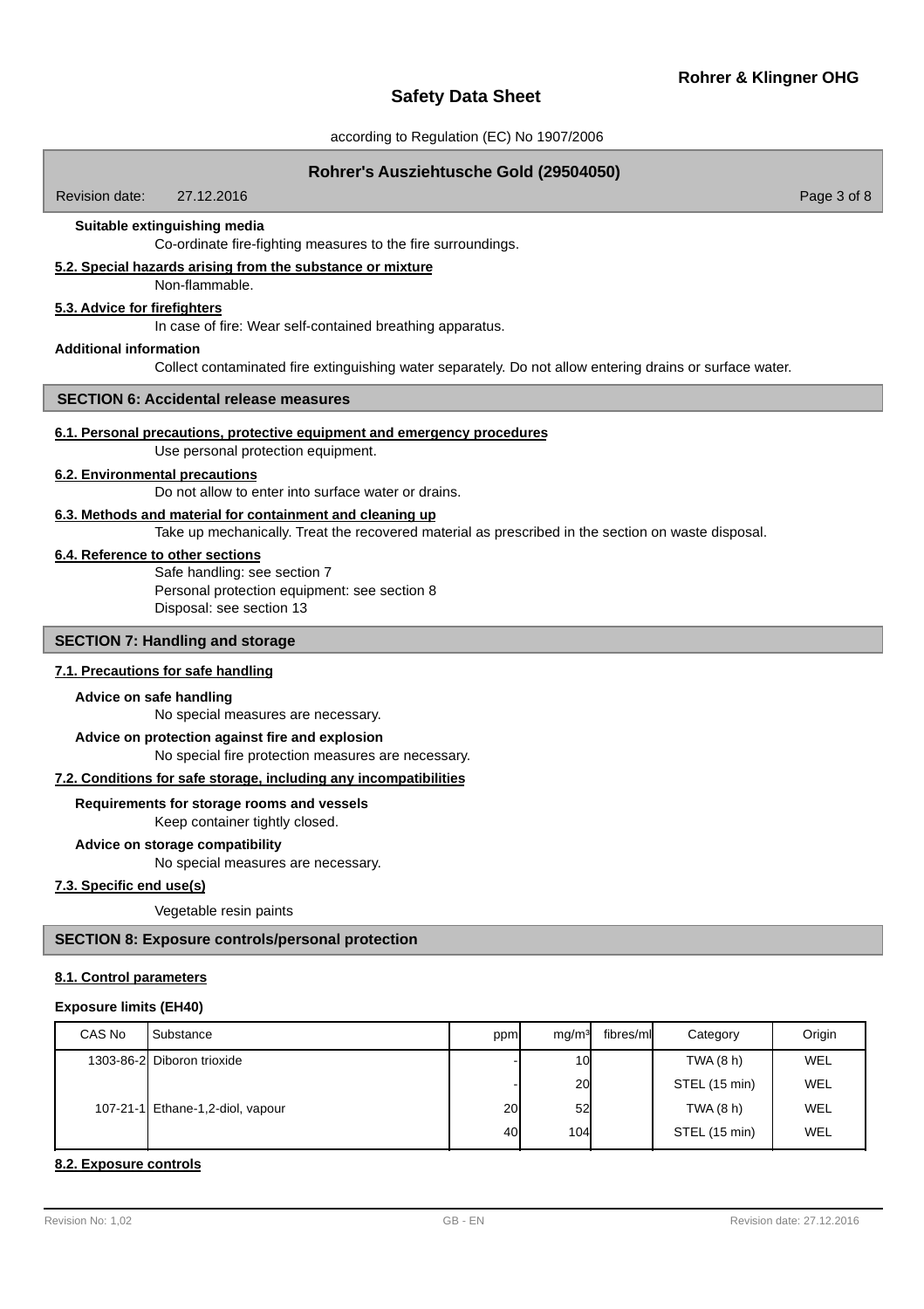**Suitable extinguishing media**

Co-ordinate fire-fighting measures to the fire surroundings.

**5.2. Special hazards arising from the substance or mixture**

Non-flammable.

**5.3. Advice for firefighters**

In case of fire: Wear self-contained breathing apparatus.

**Additional information**

Collect contaminated fire extinguishing water separately. Do not allow entering drains or surface water.

## SECTION 6: Accidental release measures

**6.1. Personal precautions, protective equipment and emergency procedures**

Use personal protection equipment.

**6.2. Environmental precautions**

Do not allow to enter into surface water or drains.

**6.3. Methods and material for containment and cleaning up**

Take up mechanically. Treat the recovered material as prescribed in the section on waste disposal.

**6.4. Reference to other sections**

Safe handling: see section 7
Personal protection equipment: see section 8
Disposal: see section 13

## SECTION 7: Handling and storage

**7.1. Precautions for safe handling**

**Advice on safe handling**

No special measures are necessary.

**Advice on protection against fire and explosion**

No special fire protection measures are necessary.

**7.2. Conditions for safe storage, including any incompatibilities**

**Requirements for storage rooms and vessels**

Keep container tightly closed.

**Advice on storage compatibility**

No special measures are necessary.

**7.3. Specific end use(s)**

Vegetable resin paints

## SECTION 8: Exposure controls/personal protection

**8.1. Control parameters**

**Exposure limits (EH40)**

| CAS No | Substance | ppm | mg/m³ | fibres/ml | Category | Origin |
|---|---|---|---|---|---|---|
| 1303-86-2 | Diboron trioxide | - | 10 | | TWA (8 h) | WEL |
| | | - | 20 | | STEL (15 min) | WEL |
| 107-21-1 | Ethane-1,2-diol, vapour | 20 | 52 | | TWA (8 h) | WEL |
| | | 40 | 104 | | STEL (15 min) | WEL |

**8.2. Exposure controls**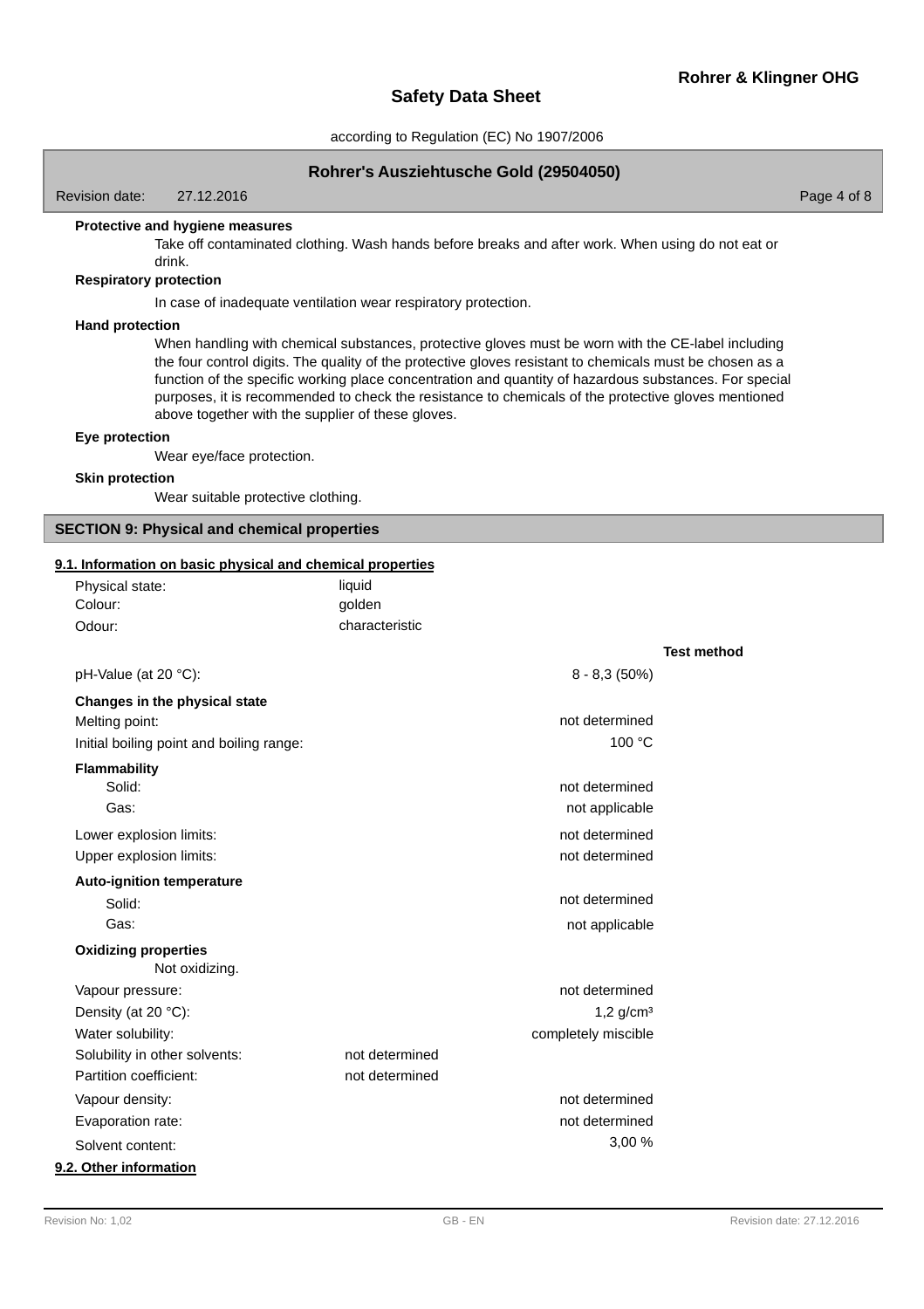**Protective and hygiene measures**

Take off contaminated clothing. Wash hands before breaks and after work. When using do not eat or drink.

**Respiratory protection**

In case of inadequate ventilation wear respiratory protection.

**Hand protection**

When handling with chemical substances, protective gloves must be worn with the CE-label including the four control digits. The quality of the protective gloves resistant to chemicals must be chosen as a function of the specific working place concentration and quantity of hazardous substances. For special purposes, it is recommended to check the resistance to chemicals of the protective gloves mentioned above together with the supplier of these gloves.

**Eye protection**

Wear eye/face protection.

**Skin protection**

Wear suitable protective clothing.

## SECTION 9: Physical and chemical properties

### 9.1. Information on basic physical and chemical properties

Physical state: liquid
Colour: golden
Odour: characteristic

| | | Test method |
|---|---|---|
| pH-Value (at 20 °C): | 8 - 8,3 (50%) | |
| **Changes in the physical state** | | |
| Melting point: | not determined | |
| Initial boiling point and boiling range: | 100 °C | |
| **Flammability** | | |
| Solid: | not determined | |
| Gas: | not applicable | |
| Lower explosion limits: | not determined | |
| Upper explosion limits: | not determined | |
| **Auto-ignition temperature** | | |
| Solid: | not determined | |
| Gas: | not applicable | |

**Oxidizing properties**

Not oxidizing.

| | | Test method |
|---|---|---|
| Vapour pressure: | not determined | |
| Density (at 20 °C): | 1,2 g/cm³ | |
| Water solubility: | completely miscible | |

Solubility in other solvents: not determined
Partition coefficient: not determined

| | | Test method |
|---|---|---|
| Vapour density: | not determined | |
| Evaporation rate: | not determined | |
| Solvent content: | 3,00 % | |

### 9.2. Other information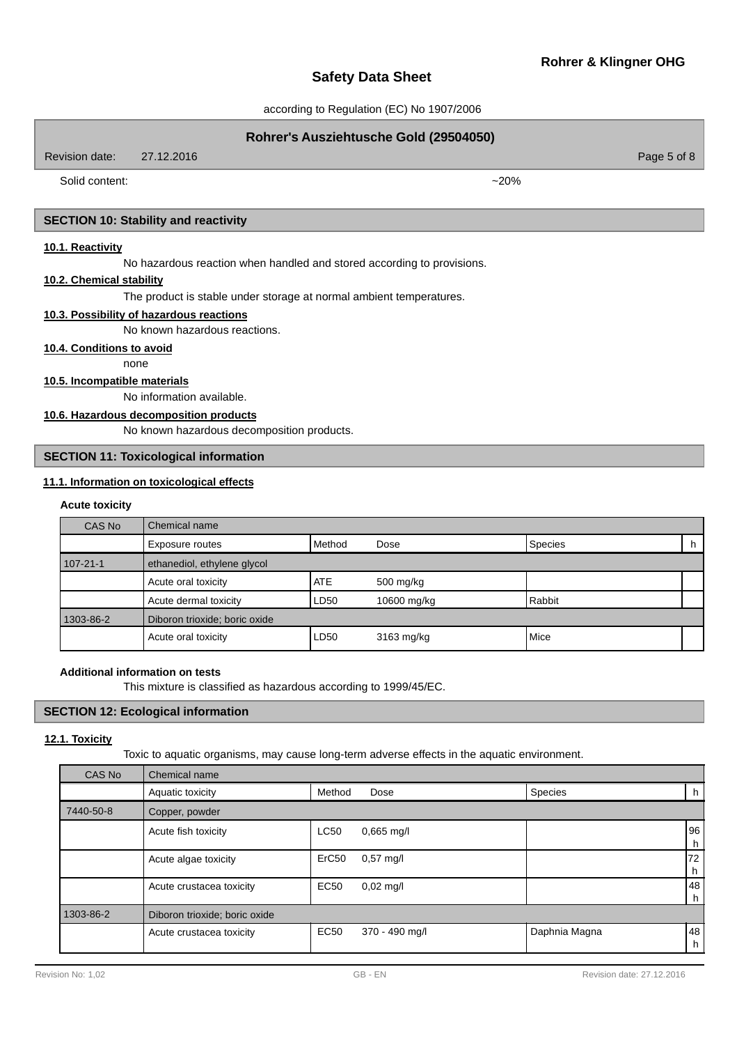Solid content: ~20%

## SECTION 10: Stability and reactivity

### 10.1. Reactivity

No hazardous reaction when handled and stored according to provisions.

### 10.2. Chemical stability

The product is stable under storage at normal ambient temperatures.

### 10.3. Possibility of hazardous reactions

No known hazardous reactions.

### 10.4. Conditions to avoid

none

### 10.5. Incompatible materials

No information available.

### 10.6. Hazardous decomposition products

No known hazardous decomposition products.

## SECTION 11: Toxicological information

### 11.1. Information on toxicological effects

**Acute toxicity**

| CAS No | Chemical name | | | | |
|---|---|---|---|---|---|
| | Exposure routes | Method | Dose | Species | h |
| 107-21-1 | ethanediol, ethylene glycol | | | | |
| | Acute oral toxicity | ATE | 500 mg/kg | | |
| | Acute dermal toxicity | LD50 | 10600 mg/kg | Rabbit | |
| 1303-86-2 | Diboron trioxide; boric oxide | | | | |
| | Acute oral toxicity | LD50 | 3163 mg/kg | Mice | |

**Additional information on tests**

This mixture is classified as hazardous according to 1999/45/EC.

## SECTION 12: Ecological information

### 12.1. Toxicity

Toxic to aquatic organisms, may cause long-term adverse effects in the aquatic environment.

| CAS No | Chemical name | | | | |
|---|---|---|---|---|---|
| | Aquatic toxicity | Method | Dose | Species | h |
| 7440-50-8 | Copper, powder | | | | |
| | Acute fish toxicity | LC50 | 0,665 mg/l | | 96 h |
| | Acute algae toxicity | ErC50 | 0,57 mg/l | | 72 h |
| | Acute crustacea toxicity | EC50 | 0,02 mg/l | | 48 h |
| 1303-86-2 | Diboron trioxide; boric oxide | | | | |
| | Acute crustacea toxicity | EC50 | 370 - 490 mg/l | Daphnia Magna | 48 h |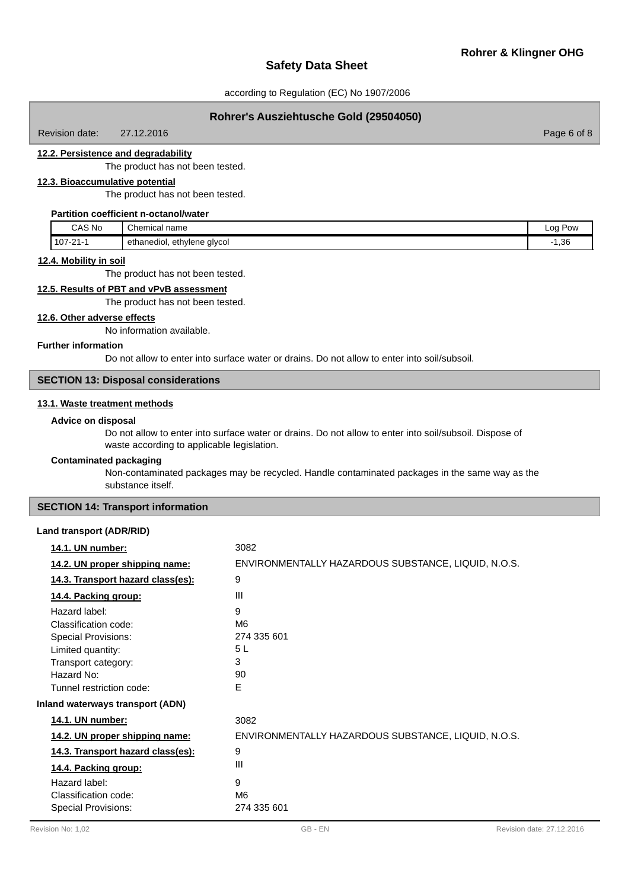#### 12.2. Persistence and degradability

The product has not been tested.

#### 12.3. Bioaccumulative potential

The product has not been tested.

**Partition coefficient n-octanol/water**

| CAS No | Chemical name | Log Pow |
|---|---|---|
| 107-21-1 | ethanediol, ethylene glycol | -1,36 |

#### 12.4. Mobility in soil

The product has not been tested.

#### 12.5. Results of PBT and vPvB assessment

The product has not been tested.

#### 12.6. Other adverse effects

No information available.

**Further information**

Do not allow to enter into surface water or drains. Do not allow to enter into soil/subsoil.

## SECTION 13: Disposal considerations

#### 13.1. Waste treatment methods

**Advice on disposal**

Do not allow to enter into surface water or drains. Do not allow to enter into soil/subsoil. Dispose of waste according to applicable legislation.

**Contaminated packaging**

Non-contaminated packages may be recycled. Handle contaminated packages in the same way as the substance itself.

## SECTION 14: Transport information

**Land transport (ADR/RID)**

| | |
|---|---|
| **14.1. UN number:** | 3082 |
| **14.2. UN proper shipping name:** | ENVIRONMENTALLY HAZARDOUS SUBSTANCE, LIQUID, N.O.S. |
| **14.3. Transport hazard class(es):** | 9 |
| **14.4. Packing group:** | III |
| Hazard label: | 9 |
| Classification code: | M6 |
| Special Provisions: | 274 335 601 |
| Limited quantity: | 5 L |
| Transport category: | 3 |
| Hazard No: | 90 |
| Tunnel restriction code: | E |

**Inland waterways transport (ADN)**

| | |
|---|---|
| **14.1. UN number:** | 3082 |
| **14.2. UN proper shipping name:** | ENVIRONMENTALLY HAZARDOUS SUBSTANCE, LIQUID, N.O.S. |
| **14.3. Transport hazard class(es):** | 9 |
| **14.4. Packing group:** | III |
| Hazard label: | 9 |
| Classification code: | M6 |
| Special Provisions: | 274 335 601 |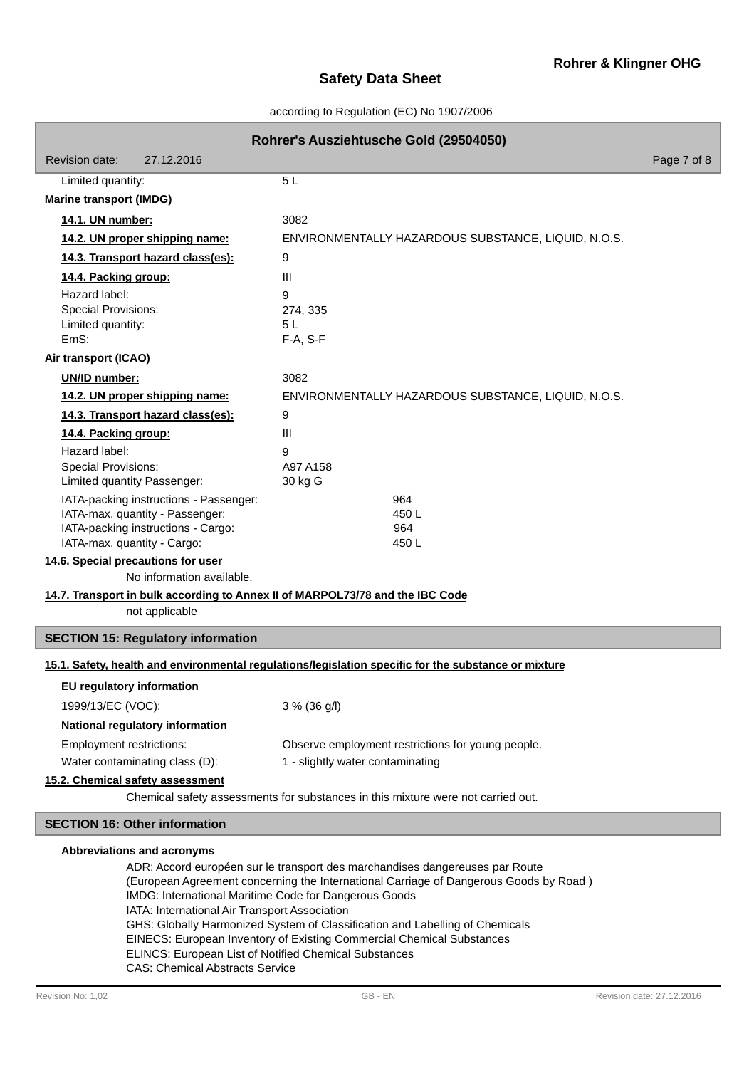Limited quantity: 5 L

**Marine transport (IMDG)**

| | |
|---|---|
| **14.1. UN number:** | 3082 |
| **14.2. UN proper shipping name:** | ENVIRONMENTALLY HAZARDOUS SUBSTANCE, LIQUID, N.O.S. |
| **14.3. Transport hazard class(es):** | 9 |
| **14.4. Packing group:** | III |
| Hazard label: | 9 |
| Special Provisions: | 274, 335 |
| Limited quantity: | 5 L |
| EmS: | F-A, S-F |

**Air transport (ICAO)**

| | |
|---|---|
| **UN/ID number:** | 3082 |
| **14.2. UN proper shipping name:** | ENVIRONMENTALLY HAZARDOUS SUBSTANCE, LIQUID, N.O.S. |
| **14.3. Transport hazard class(es):** | 9 |
| **14.4. Packing group:** | III |
| Hazard label: | 9 |
| Special Provisions: | A97 A158 |
| Limited quantity Passenger: | 30 kg G |
| IATA-packing instructions - Passenger: | 964 |
| IATA-max. quantity - Passenger: | 450 L |
| IATA-packing instructions - Cargo: | 964 |
| IATA-max. quantity - Cargo: | 450 L |

**14.6. Special precautions for user**

No information available.

**14.7. Transport in bulk according to Annex II of MARPOL73/78 and the IBC Code**

not applicable

## SECTION 15: Regulatory information

**15.1. Safety, health and environmental regulations/legislation specific for the substance or mixture**

**EU regulatory information**

1999/13/EC (VOC): 3 % (36 g/l)

**National regulatory information**

Employment restrictions: Observe employment restrictions for young people.

Water contaminating class (D): 1 - slightly water contaminating

**15.2. Chemical safety assessment**

Chemical safety assessments for substances in this mixture were not carried out.

## SECTION 16: Other information

**Abbreviations and acronyms**

ADR: Accord européen sur le transport des marchandises dangereuses par Route
(European Agreement concerning the International Carriage of Dangerous Goods by Road )
IMDG: International Maritime Code for Dangerous Goods
IATA: International Air Transport Association
GHS: Globally Harmonized System of Classification and Labelling of Chemicals
EINECS: European Inventory of Existing Commercial Chemical Substances
ELINCS: European List of Notified Chemical Substances
CAS: Chemical Abstracts Service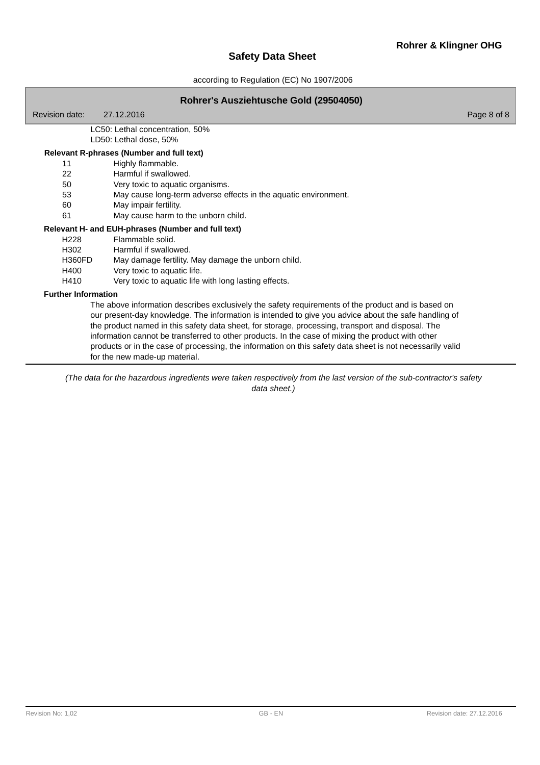LC50: Lethal concentration, 50%
LD50: Lethal dose, 50%

**Relevant R-phrases (Number and full text)**

| | |
|---|---|
| 11 | Highly flammable. |
| 22 | Harmful if swallowed. |
| 50 | Very toxic to aquatic organisms. |
| 53 | May cause long-term adverse effects in the aquatic environment. |
| 60 | May impair fertility. |
| 61 | May cause harm to the unborn child. |

**Relevant H- and EUH-phrases (Number and full text)**

| | |
|---|---|
| H228 | Flammable solid. |
| H302 | Harmful if swallowed. |
| H360FD | May damage fertility. May damage the unborn child. |
| H400 | Very toxic to aquatic life. |
| H410 | Very toxic to aquatic life with long lasting effects. |

**Further Information**

The above information describes exclusively the safety requirements of the product and is based on our present-day knowledge. The information is intended to give you advice about the safe handling of the product named in this safety data sheet, for storage, processing, transport and disposal. The information cannot be transferred to other products. In the case of mixing the product with other products or in the case of processing, the information on this safety data sheet is not necessarily valid for the new made-up material.

*(The data for the hazardous ingredients were taken respectively from the last version of the sub-contractor's safety data sheet.)*